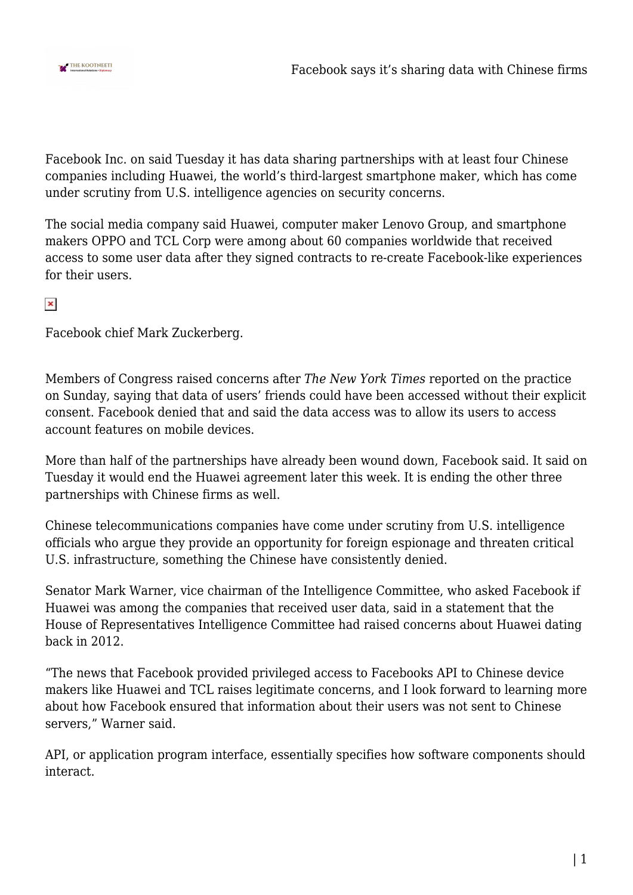Facebook Inc. on said Tuesday it has data sharing partnerships with at least four Chinese companies including Huawei, the world's third-largest smartphone maker, which has come under scrutiny from U.S. intelligence agencies on security concerns.

The social media company said Huawei, computer maker Lenovo Group, and smartphone makers OPPO and TCL Corp were among about 60 companies worldwide that received access to some user data after they signed contracts to re-create Facebook-like experiences for their users.

Facebook chief Mark Zuckerberg.

Members of Congress raised concerns after *The New York Times* reported on the practice on Sunday, saying that data of users' friends could have been accessed without their explicit consent. Facebook denied that and said the data access was to allow its users to access account features on mobile devices.

More than half of the partnerships have already been wound down, Facebook said. It said on Tuesday it would end the Huawei agreement later this week. It is ending the other three partnerships with Chinese firms as well.

Chinese telecommunications companies have come under scrutiny from U.S. intelligence officials who argue they provide an opportunity for foreign espionage and threaten critical U.S. infrastructure, something the Chinese have consistently denied.

Senator Mark Warner, vice chairman of the Intelligence Committee, who asked Facebook if Huawei was among the companies that received user data, said in a statement that the House of Representatives Intelligence Committee had raised concerns about Huawei dating back in 2012.

"The news that Facebook provided privileged access to Facebooks API to Chinese device makers like Huawei and TCL raises legitimate concerns, and I look forward to learning more about how Facebook ensured that information about their users was not sent to Chinese servers," Warner said.

API, or application program interface, essentially specifies how software components should interact.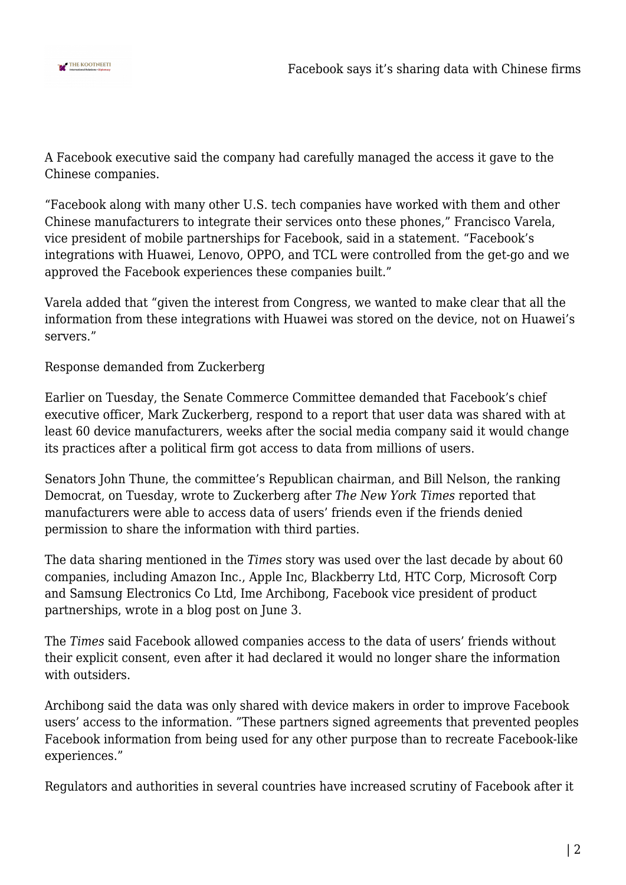A Facebook executive said the company had carefully managed the access it gave to the Chinese companies.

"Facebook along with many other U.S. tech companies have worked with them and other Chinese manufacturers to integrate their services onto these phones," Francisco Varela, vice president of mobile partnerships for Facebook, said in a statement. "Facebook's integrations with Huawei, Lenovo, OPPO, and TCL were controlled from the get-go and we approved the Facebook experiences these companies built."

Varela added that "given the interest from Congress, we wanted to make clear that all the information from these integrations with Huawei was stored on the device, not on Huawei's servers."

Response demanded from Zuckerberg

Earlier on Tuesday, the Senate Commerce Committee demanded that Facebook's chief executive officer, Mark Zuckerberg, respond to a report that user data was shared with at least 60 device manufacturers, weeks after the social media company said it would change its practices after a political firm got access to data from millions of users.

Senators John Thune, the committee's Republican chairman, and Bill Nelson, the ranking Democrat, on Tuesday, wrote to Zuckerberg after *The New York Times* reported that manufacturers were able to access data of users' friends even if the friends denied permission to share the information with third parties.

The data sharing mentioned in the *Times* story was used over the last decade by about 60 companies, including Amazon Inc., Apple Inc, Blackberry Ltd, HTC Corp, Microsoft Corp and Samsung Electronics Co Ltd, Ime Archibong, Facebook vice president of product partnerships, wrote in a blog post on June 3.

The *Times* said Facebook allowed companies access to the data of users' friends without their explicit consent, even after it had declared it would no longer share the information with outsiders.

Archibong said the data was only shared with device makers in order to improve Facebook users' access to the information. "These partners signed agreements that prevented peoples Facebook information from being used for any other purpose than to recreate Facebook-like experiences."

Regulators and authorities in several countries have increased scrutiny of Facebook after it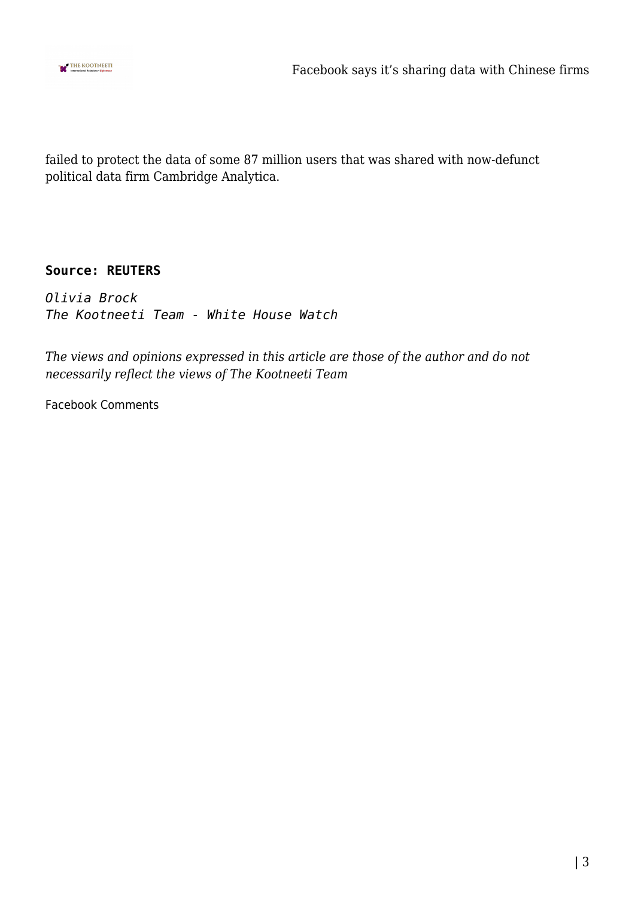failed to protect the data of some 87 million users that was shared with now-defunct political data firm Cambridge Analytica.

**Source: REUTERS**

*Olivia Brock*
*The Kootneeti Team - White House Watch*

*The views and opinions expressed in this article are those of the author and do not necessarily reflect the views of The Kootneeti Team*

Facebook Comments